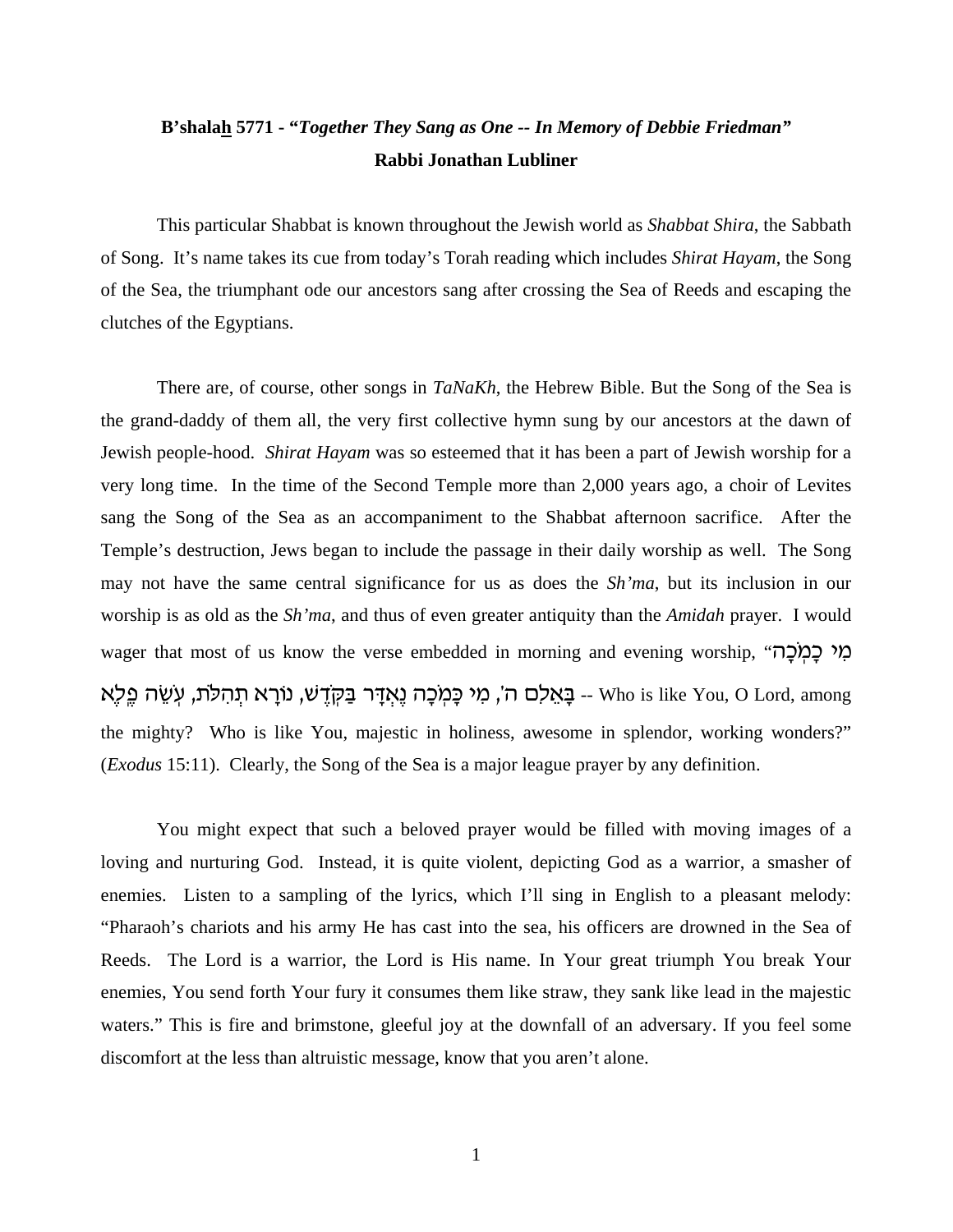**B'shala<u>h</u> 5771 - "*Together They Sang as One -- In Memory of Debbie Friedman*"**
**Rabbi Jonathan Lubliner**

This particular Shabbat is known throughout the Jewish world as *Shabbat Shira*, the Sabbath of Song. It's name takes its cue from today's Torah reading which includes *Shirat Hayam*, the Song of the Sea, the triumphant ode our ancestors sang after crossing the Sea of Reeds and escaping the clutches of the Egyptians.

There are, of course, other songs in *TaNaKh*, the Hebrew Bible. But the Song of the Sea is the grand-daddy of them all, the very first collective hymn sung by our ancestors at the dawn of Jewish people-hood. *Shirat Hayam* was so esteemed that it has been a part of Jewish worship for a very long time. In the time of the Second Temple more than 2,000 years ago, a choir of Levites sang the Song of the Sea as an accompaniment to the Shabbat afternoon sacrifice. After the Temple's destruction, Jews began to include the passage in their daily worship as well. The Song may not have the same central significance for us as does the *Sh'ma*, but its inclusion in our worship is as old as the *Sh'ma*, and thus of even greater antiquity than the *Amidah* prayer. I would wager that most of us know the verse embedded in morning and evening worship, "מִי כָמֹכָה בָּאֵלִם ה', מִי כָּמֹכָה נֶאְדָּר בַּקֹּדֶשׁ, נוֹרָא תְהִלֹּת, עֹשֵׂה פֶלֶא -- Who is like You, O Lord, among the mighty? Who is like You, majestic in holiness, awesome in splendor, working wonders?" (*Exodus* 15:11). Clearly, the Song of the Sea is a major league prayer by any definition.

You might expect that such a beloved prayer would be filled with moving images of a loving and nurturing God. Instead, it is quite violent, depicting God as a warrior, a smasher of enemies. Listen to a sampling of the lyrics, which I'll sing in English to a pleasant melody: "Pharaoh's chariots and his army He has cast into the sea, his officers are drowned in the Sea of Reeds. The Lord is a warrior, the Lord is His name. In Your great triumph You break Your enemies, You send forth Your fury it consumes them like straw, they sank like lead in the majestic waters." This is fire and brimstone, gleeful joy at the downfall of an adversary. If you feel some discomfort at the less than altruistic message, know that you aren't alone.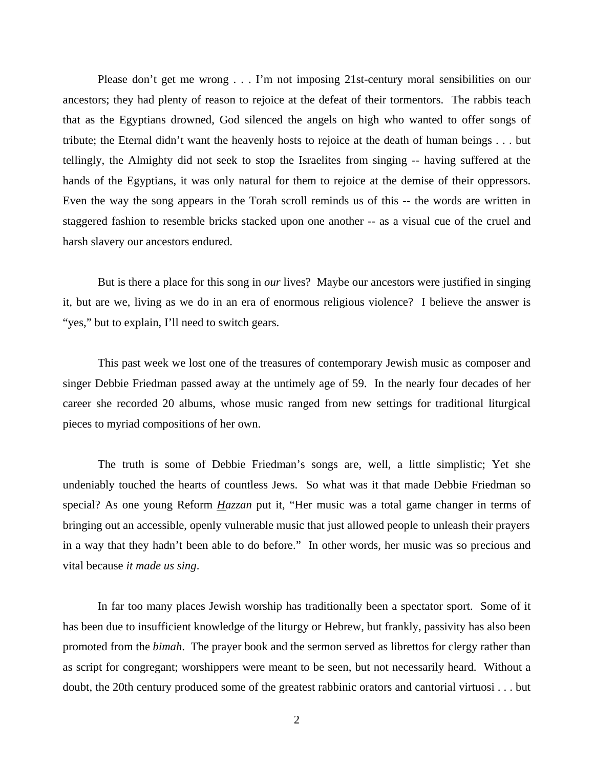Please don't get me wrong . . . I'm not imposing 21st-century moral sensibilities on our ancestors; they had plenty of reason to rejoice at the defeat of their tormentors. The rabbis teach that as the Egyptians drowned, God silenced the angels on high who wanted to offer songs of tribute; the Eternal didn't want the heavenly hosts to rejoice at the death of human beings . . . but tellingly, the Almighty did not seek to stop the Israelites from singing -- having suffered at the hands of the Egyptians, it was only natural for them to rejoice at the demise of their oppressors. Even the way the song appears in the Torah scroll reminds us of this -- the words are written in staggered fashion to resemble bricks stacked upon one another -- as a visual cue of the cruel and harsh slavery our ancestors endured.

But is there a place for this song in *our* lives? Maybe our ancestors were justified in singing it, but are we, living as we do in an era of enormous religious violence? I believe the answer is "yes," but to explain, I'll need to switch gears.

This past week we lost one of the treasures of contemporary Jewish music as composer and singer Debbie Friedman passed away at the untimely age of 59. In the nearly four decades of her career she recorded 20 albums, whose music ranged from new settings for traditional liturgical pieces to myriad compositions of her own.

The truth is some of Debbie Friedman's songs are, well, a little simplistic; Yet she undeniably touched the hearts of countless Jews. So what was it that made Debbie Friedman so special? As one young Reform *Hazzan* put it, "Her music was a total game changer in terms of bringing out an accessible, openly vulnerable music that just allowed people to unleash their prayers in a way that they hadn't been able to do before." In other words, her music was so precious and vital because *it made us sing*.

In far too many places Jewish worship has traditionally been a spectator sport. Some of it has been due to insufficient knowledge of the liturgy or Hebrew, but frankly, passivity has also been promoted from the *bimah*. The prayer book and the sermon served as librettos for clergy rather than as script for congregant; worshippers were meant to be seen, but not necessarily heard. Without a doubt, the 20th century produced some of the greatest rabbinic orators and cantorial virtuosi . . . but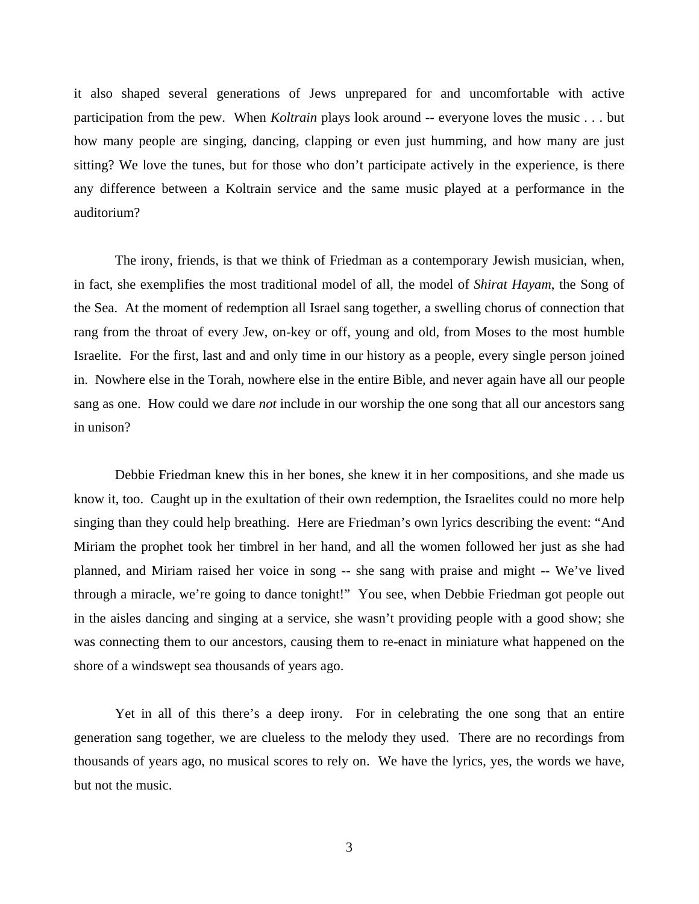it also shaped several generations of Jews unprepared for and uncomfortable with active participation from the pew. When *Koltrain* plays look around -- everyone loves the music . . . but how many people are singing, dancing, clapping or even just humming, and how many are just sitting? We love the tunes, but for those who don't participate actively in the experience, is there any difference between a Koltrain service and the same music played at a performance in the auditorium?

The irony, friends, is that we think of Friedman as a contemporary Jewish musician, when, in fact, she exemplifies the most traditional model of all, the model of *Shirat Hayam*, the Song of the Sea. At the moment of redemption all Israel sang together, a swelling chorus of connection that rang from the throat of every Jew, on-key or off, young and old, from Moses to the most humble Israelite. For the first, last and and only time in our history as a people, every single person joined in. Nowhere else in the Torah, nowhere else in the entire Bible, and never again have all our people sang as one. How could we dare *not* include in our worship the one song that all our ancestors sang in unison?

Debbie Friedman knew this in her bones, she knew it in her compositions, and she made us know it, too. Caught up in the exultation of their own redemption, the Israelites could no more help singing than they could help breathing. Here are Friedman's own lyrics describing the event: "And Miriam the prophet took her timbrel in her hand, and all the women followed her just as she had planned, and Miriam raised her voice in song -- she sang with praise and might -- We've lived through a miracle, we're going to dance tonight!" You see, when Debbie Friedman got people out in the aisles dancing and singing at a service, she wasn't providing people with a good show; she was connecting them to our ancestors, causing them to re-enact in miniature what happened on the shore of a windswept sea thousands of years ago.

Yet in all of this there's a deep irony. For in celebrating the one song that an entire generation sang together, we are clueless to the melody they used. There are no recordings from thousands of years ago, no musical scores to rely on. We have the lyrics, yes, the words we have, but not the music.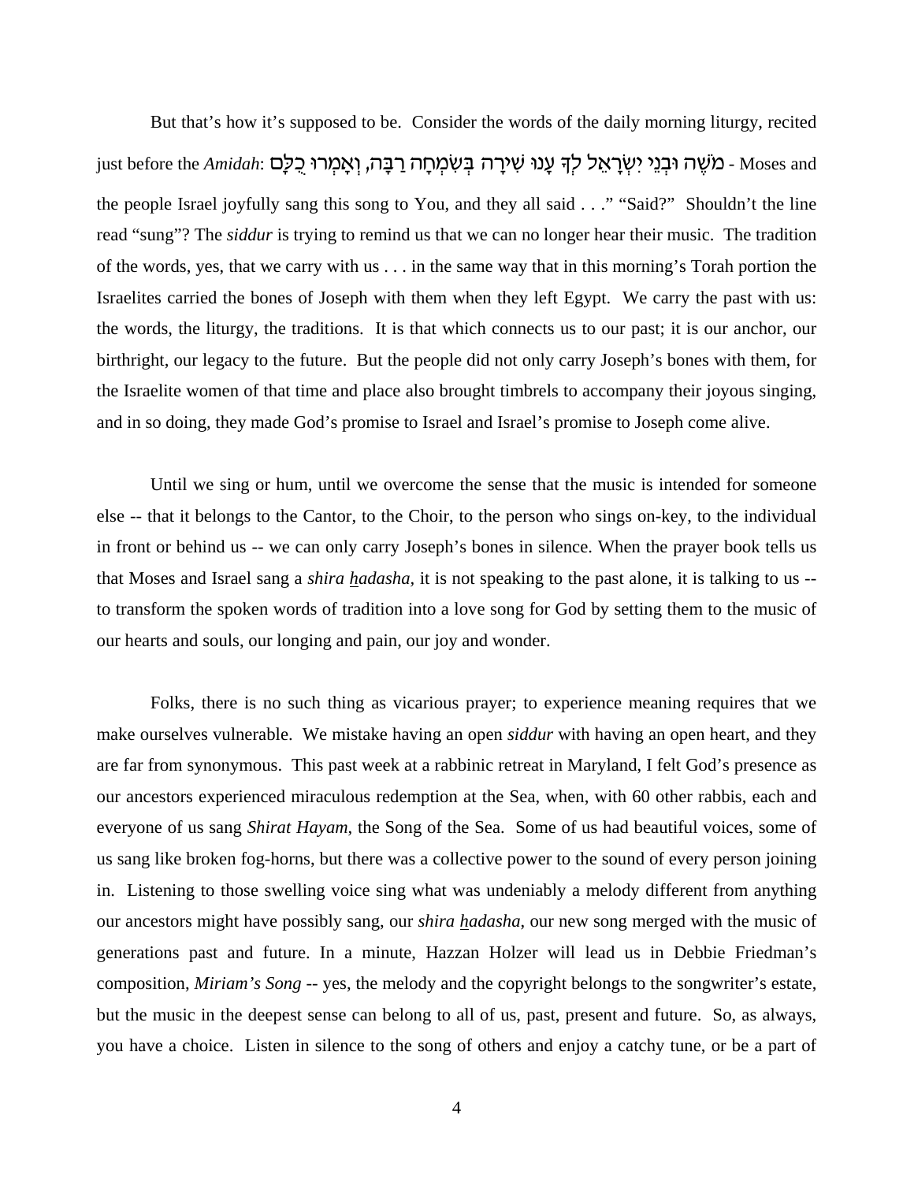But that's how it's supposed to be. Consider the words of the daily morning liturgy, recited just before the *Amidah*: מֹשֶׁה וּבְנֵי יִשְׂרָאֵל לְךָ עָנוּ שִׁירָה בְּשִׂמְחָה רַבָּה, וְאָמְרוּ כֻלָּם - Moses and the people Israel joyfully sang this song to You, and they all said . . ." "Said?" Shouldn't the line read "sung"? The *siddur* is trying to remind us that we can no longer hear their music. The tradition of the words, yes, that we carry with us . . . in the same way that in this morning's Torah portion the Israelites carried the bones of Joseph with them when they left Egypt. We carry the past with us: the words, the liturgy, the traditions. It is that which connects us to our past; it is our anchor, our birthright, our legacy to the future. But the people did not only carry Joseph's bones with them, for the Israelite women of that time and place also brought timbrels to accompany their joyous singing, and in so doing, they made God's promise to Israel and Israel's promise to Joseph come alive.

Until we sing or hum, until we overcome the sense that the music is intended for someone else -- that it belongs to the Cantor, to the Choir, to the person who sings on-key, to the individual in front or behind us -- we can only carry Joseph's bones in silence. When the prayer book tells us that Moses and Israel sang a *shira hadasha*, it is not speaking to the past alone, it is talking to us -- to transform the spoken words of tradition into a love song for God by setting them to the music of our hearts and souls, our longing and pain, our joy and wonder.

Folks, there is no such thing as vicarious prayer; to experience meaning requires that we make ourselves vulnerable. We mistake having an open *siddur* with having an open heart, and they are far from synonymous. This past week at a rabbinic retreat in Maryland, I felt God's presence as our ancestors experienced miraculous redemption at the Sea, when, with 60 other rabbis, each and everyone of us sang *Shirat Hayam*, the Song of the Sea. Some of us had beautiful voices, some of us sang like broken fog-horns, but there was a collective power to the sound of every person joining in. Listening to those swelling voice sing what was undeniably a melody different from anything our ancestors might have possibly sang, our *shira hadasha*, our new song merged with the music of generations past and future. In a minute, Hazzan Holzer will lead us in Debbie Friedman's composition, *Miriam's Song* -- yes, the melody and the copyright belongs to the songwriter's estate, but the music in the deepest sense can belong to all of us, past, present and future. So, as always, you have a choice. Listen in silence to the song of others and enjoy a catchy tune, or be a part of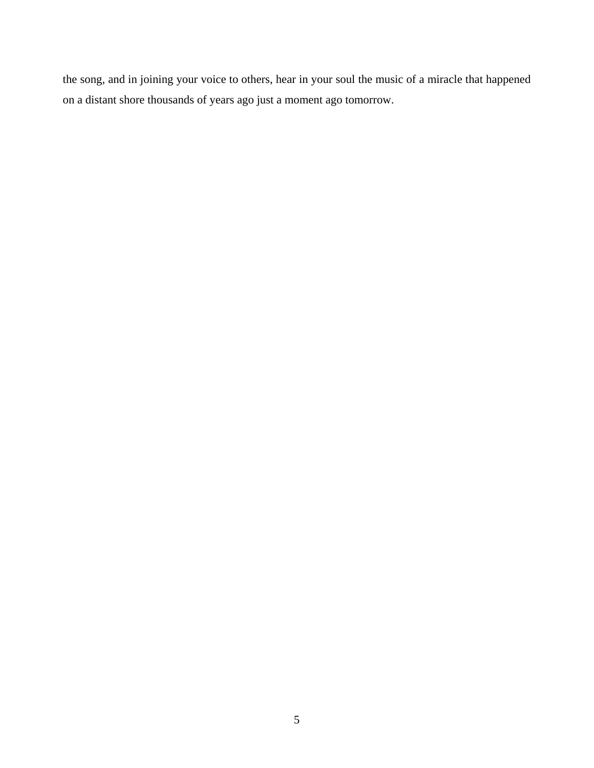the song, and in joining your voice to others, hear in your soul the music of a miracle that happened on a distant shore thousands of years ago just a moment ago tomorrow.